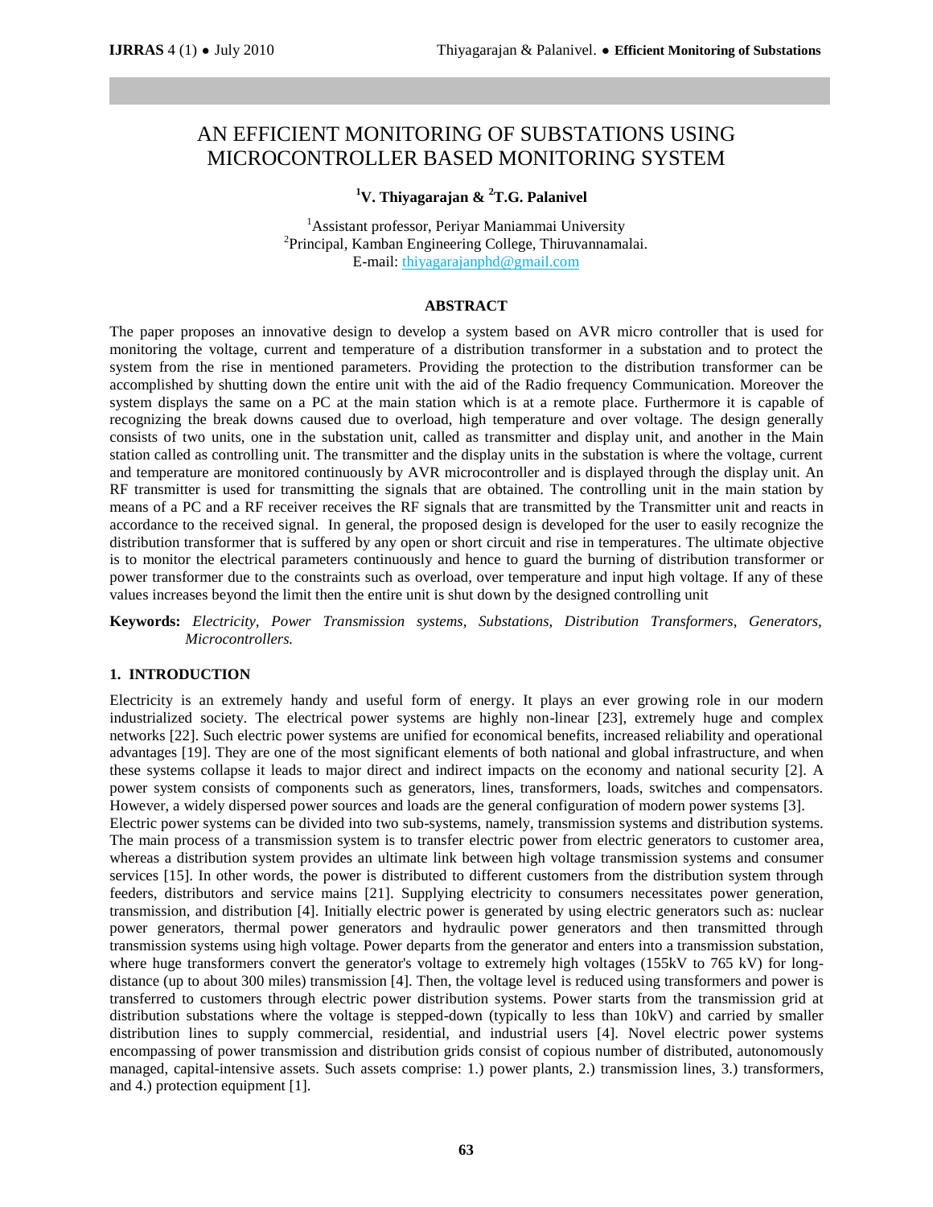# AN EFFICIENT MONITORING OF SUBSTATIONS USING MICROCONTROLLER BASED MONITORING SYSTEM

**[1]V. Thiyagarajan & [2]T.G. Palanivel**

[1]Assistant professor, Periyar Maniammai University
[2]Principal, Kamban Engineering College, Thiruvannamalai.
E-mail: thiyagarajanphd@gmail.com

## ABSTRACT

The paper proposes an innovative design to develop a system based on AVR micro controller that is used for monitoring the voltage, current and temperature of a distribution transformer in a substation and to protect the system from the rise in mentioned parameters. Providing the protection to the distribution transformer can be accomplished by shutting down the entire unit with the aid of the Radio frequency Communication. Moreover the system displays the same on a PC at the main station which is at a remote place. Furthermore it is capable of recognizing the break downs caused due to overload, high temperature and over voltage. The design generally consists of two units, one in the substation unit, called as transmitter and display unit, and another in the Main station called as controlling unit. The transmitter and the display units in the substation is where the voltage, current and temperature are monitored continuously by AVR microcontroller and is displayed through the display unit. An RF transmitter is used for transmitting the signals that are obtained. The controlling unit in the main station by means of a PC and a RF receiver receives the RF signals that are transmitted by the Transmitter unit and reacts in accordance to the received signal. In general, the proposed design is developed for the user to easily recognize the distribution transformer that is suffered by any open or short circuit and rise in temperatures. The ultimate objective is to monitor the electrical parameters continuously and hence to guard the burning of distribution transformer or power transformer due to the constraints such as overload, over temperature and input high voltage. If any of these values increases beyond the limit then the entire unit is shut down by the designed controlling unit

**Keywords:** *Electricity, Power Transmission systems, Substations, Distribution Transformers, Generators, Microcontrollers.*

## 1. INTRODUCTION

Electricity is an extremely handy and useful form of energy. It plays an ever growing role in our modern industrialized society. The electrical power systems are highly non-linear [23], extremely huge and complex networks [22]. Such electric power systems are unified for economical benefits, increased reliability and operational advantages [19]. They are one of the most significant elements of both national and global infrastructure, and when these systems collapse it leads to major direct and indirect impacts on the economy and national security [2]. A power system consists of components such as generators, lines, transformers, loads, switches and compensators. However, a widely dispersed power sources and loads are the general configuration of modern power systems [3].

Electric power systems can be divided into two sub-systems, namely, transmission systems and distribution systems. The main process of a transmission system is to transfer electric power from electric generators to customer area, whereas a distribution system provides an ultimate link between high voltage transmission systems and consumer services [15]. In other words, the power is distributed to different customers from the distribution system through feeders, distributors and service mains [21]. Supplying electricity to consumers necessitates power generation, transmission, and distribution [4]. Initially electric power is generated by using electric generators such as: nuclear power generators, thermal power generators and hydraulic power generators and then transmitted through transmission systems using high voltage. Power departs from the generator and enters into a transmission substation, where huge transformers convert the generator's voltage to extremely high voltages (155kV to 765 kV) for long-distance (up to about 300 miles) transmission [4]. Then, the voltage level is reduced using transformers and power is transferred to customers through electric power distribution systems. Power starts from the transmission grid at distribution substations where the voltage is stepped-down (typically to less than 10kV) and carried by smaller distribution lines to supply commercial, residential, and industrial users [4]. Novel electric power systems encompassing of power transmission and distribution grids consist of copious number of distributed, autonomously managed, capital-intensive assets. Such assets comprise: 1.) power plants, 2.) transmission lines, 3.) transformers, and 4.) protection equipment [1].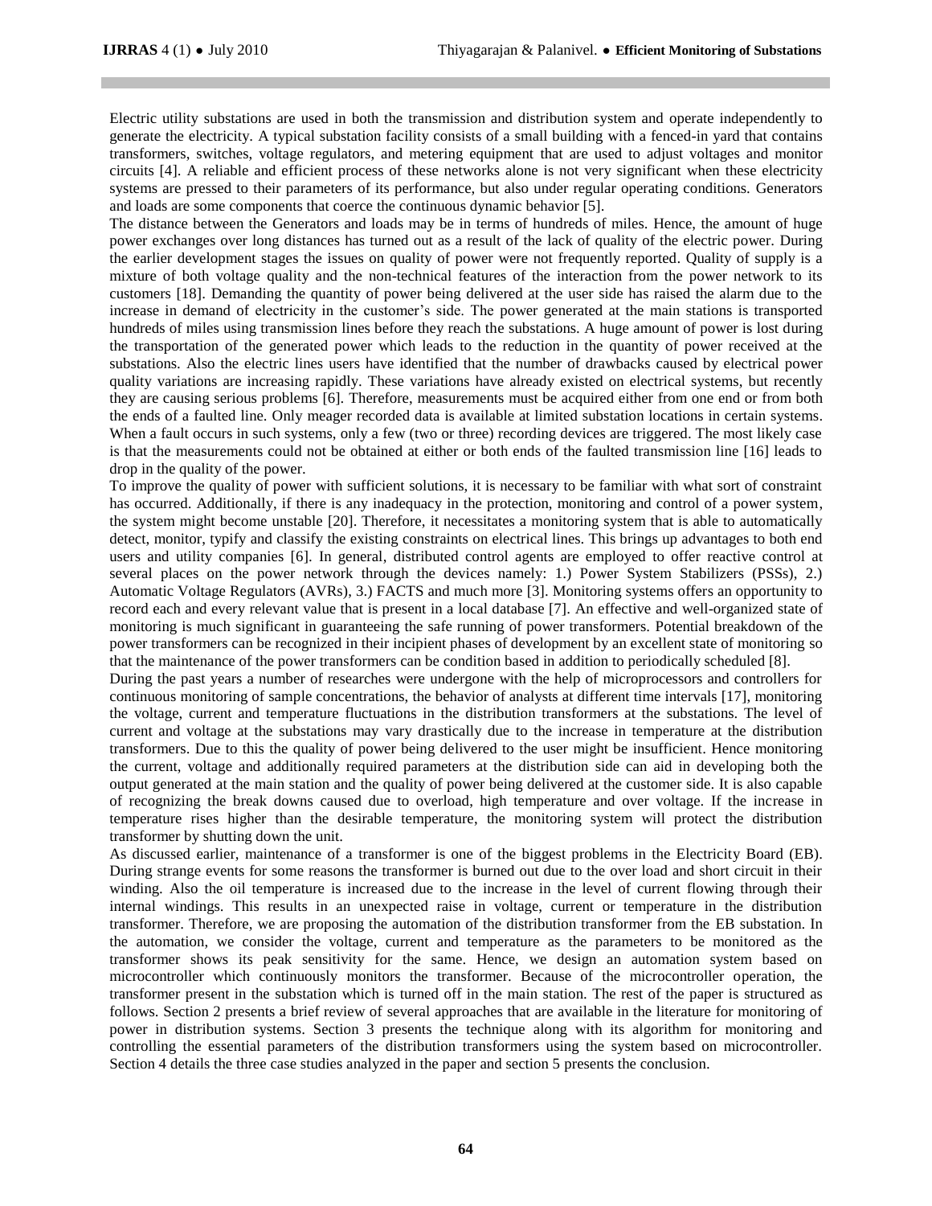Electric utility substations are used in both the transmission and distribution system and operate independently to generate the electricity. A typical substation facility consists of a small building with a fenced-in yard that contains transformers, switches, voltage regulators, and metering equipment that are used to adjust voltages and monitor circuits [4]. A reliable and efficient process of these networks alone is not very significant when these electricity systems are pressed to their parameters of its performance, but also under regular operating conditions. Generators and loads are some components that coerce the continuous dynamic behavior [5].

The distance between the Generators and loads may be in terms of hundreds of miles. Hence, the amount of huge power exchanges over long distances has turned out as a result of the lack of quality of the electric power. During the earlier development stages the issues on quality of power were not frequently reported. Quality of supply is a mixture of both voltage quality and the non-technical features of the interaction from the power network to its customers [18]. Demanding the quantity of power being delivered at the user side has raised the alarm due to the increase in demand of electricity in the customer's side. The power generated at the main stations is transported hundreds of miles using transmission lines before they reach the substations. A huge amount of power is lost during the transportation of the generated power which leads to the reduction in the quantity of power received at the substations. Also the electric lines users have identified that the number of drawbacks caused by electrical power quality variations are increasing rapidly. These variations have already existed on electrical systems, but recently they are causing serious problems [6]. Therefore, measurements must be acquired either from one end or from both the ends of a faulted line. Only meager recorded data is available at limited substation locations in certain systems. When a fault occurs in such systems, only a few (two or three) recording devices are triggered. The most likely case is that the measurements could not be obtained at either or both ends of the faulted transmission line [16] leads to drop in the quality of the power.

To improve the quality of power with sufficient solutions, it is necessary to be familiar with what sort of constraint has occurred. Additionally, if there is any inadequacy in the protection, monitoring and control of a power system, the system might become unstable [20]. Therefore, it necessitates a monitoring system that is able to automatically detect, monitor, typify and classify the existing constraints on electrical lines. This brings up advantages to both end users and utility companies [6]. In general, distributed control agents are employed to offer reactive control at several places on the power network through the devices namely: 1.) Power System Stabilizers (PSSs), 2.) Automatic Voltage Regulators (AVRs), 3.) FACTS and much more [3]. Monitoring systems offers an opportunity to record each and every relevant value that is present in a local database [7]. An effective and well-organized state of monitoring is much significant in guaranteeing the safe running of power transformers. Potential breakdown of the power transformers can be recognized in their incipient phases of development by an excellent state of monitoring so that the maintenance of the power transformers can be condition based in addition to periodically scheduled [8].

During the past years a number of researches were undergone with the help of microprocessors and controllers for continuous monitoring of sample concentrations, the behavior of analysts at different time intervals [17], monitoring the voltage, current and temperature fluctuations in the distribution transformers at the substations. The level of current and voltage at the substations may vary drastically due to the increase in temperature at the distribution transformers. Due to this the quality of power being delivered to the user might be insufficient. Hence monitoring the current, voltage and additionally required parameters at the distribution side can aid in developing both the output generated at the main station and the quality of power being delivered at the customer side. It is also capable of recognizing the break downs caused due to overload, high temperature and over voltage. If the increase in temperature rises higher than the desirable temperature, the monitoring system will protect the distribution transformer by shutting down the unit.

As discussed earlier, maintenance of a transformer is one of the biggest problems in the Electricity Board (EB). During strange events for some reasons the transformer is burned out due to the over load and short circuit in their winding. Also the oil temperature is increased due to the increase in the level of current flowing through their internal windings. This results in an unexpected raise in voltage, current or temperature in the distribution transformer. Therefore, we are proposing the automation of the distribution transformer from the EB substation. In the automation, we consider the voltage, current and temperature as the parameters to be monitored as the transformer shows its peak sensitivity for the same. Hence, we design an automation system based on microcontroller which continuously monitors the transformer. Because of the microcontroller operation, the transformer present in the substation which is turned off in the main station. The rest of the paper is structured as follows. Section 2 presents a brief review of several approaches that are available in the literature for monitoring of power in distribution systems. Section 3 presents the technique along with its algorithm for monitoring and controlling the essential parameters of the distribution transformers using the system based on microcontroller. Section 4 details the three case studies analyzed in the paper and section 5 presents the conclusion.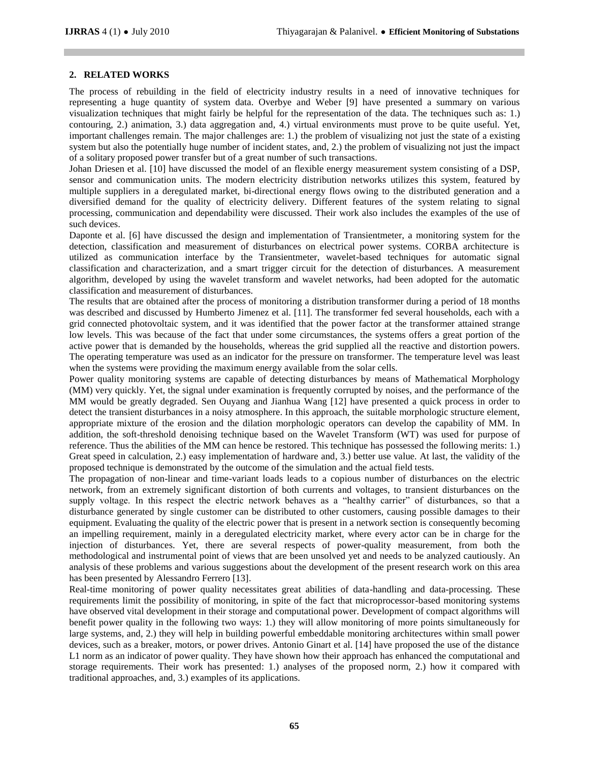## 2. RELATED WORKS

The process of rebuilding in the field of electricity industry results in a need of innovative techniques for representing a huge quantity of system data. Overbye and Weber [9] have presented a summary on various visualization techniques that might fairly be helpful for the representation of the data. The techniques such as: 1.) contouring, 2.) animation, 3.) data aggregation and, 4.) virtual environments must prove to be quite useful. Yet, important challenges remain. The major challenges are: 1.) the problem of visualizing not just the state of a existing system but also the potentially huge number of incident states, and, 2.) the problem of visualizing not just the impact of a solitary proposed power transfer but of a great number of such transactions.

Johan Driesen et al. [10] have discussed the model of an flexible energy measurement system consisting of a DSP, sensor and communication units. The modern electricity distribution networks utilizes this system, featured by multiple suppliers in a deregulated market, bi-directional energy flows owing to the distributed generation and a diversified demand for the quality of electricity delivery. Different features of the system relating to signal processing, communication and dependability were discussed. Their work also includes the examples of the use of such devices.

Daponte et al. [6] have discussed the design and implementation of Transientmeter, a monitoring system for the detection, classification and measurement of disturbances on electrical power systems. CORBA architecture is utilized as communication interface by the Transientmeter, wavelet-based techniques for automatic signal classification and characterization, and a smart trigger circuit for the detection of disturbances. A measurement algorithm, developed by using the wavelet transform and wavelet networks, had been adopted for the automatic classification and measurement of disturbances.

The results that are obtained after the process of monitoring a distribution transformer during a period of 18 months was described and discussed by Humberto Jimenez et al. [11]. The transformer fed several households, each with a grid connected photovoltaic system, and it was identified that the power factor at the transformer attained strange low levels. This was because of the fact that under some circumstances, the systems offers a great portion of the active power that is demanded by the households, whereas the grid supplied all the reactive and distortion powers. The operating temperature was used as an indicator for the pressure on transformer. The temperature level was least when the systems were providing the maximum energy available from the solar cells.

Power quality monitoring systems are capable of detecting disturbances by means of Mathematical Morphology (MM) very quickly. Yet, the signal under examination is frequently corrupted by noises, and the performance of the MM would be greatly degraded. Sen Ouyang and Jianhua Wang [12] have presented a quick process in order to detect the transient disturbances in a noisy atmosphere. In this approach, the suitable morphologic structure element, appropriate mixture of the erosion and the dilation morphologic operators can develop the capability of MM. In addition, the soft-threshold denoising technique based on the Wavelet Transform (WT) was used for purpose of reference. Thus the abilities of the MM can hence be restored. This technique has possessed the following merits: 1.) Great speed in calculation, 2.) easy implementation of hardware and, 3.) better use value. At last, the validity of the proposed technique is demonstrated by the outcome of the simulation and the actual field tests.

The propagation of non-linear and time-variant loads leads to a copious number of disturbances on the electric network, from an extremely significant distortion of both currents and voltages, to transient disturbances on the supply voltage. In this respect the electric network behaves as a "healthy carrier" of disturbances, so that a disturbance generated by single customer can be distributed to other customers, causing possible damages to their equipment. Evaluating the quality of the electric power that is present in a network section is consequently becoming an impelling requirement, mainly in a deregulated electricity market, where every actor can be in charge for the injection of disturbances. Yet, there are several respects of power-quality measurement, from both the methodological and instrumental point of views that are been unsolved yet and needs to be analyzed cautiously. An analysis of these problems and various suggestions about the development of the present research work on this area has been presented by Alessandro Ferrero [13].

Real-time monitoring of power quality necessitates great abilities of data-handling and data-processing. These requirements limit the possibility of monitoring, in spite of the fact that microprocessor-based monitoring systems have observed vital development in their storage and computational power. Development of compact algorithms will benefit power quality in the following two ways: 1.) they will allow monitoring of more points simultaneously for large systems, and, 2.) they will help in building powerful embeddable monitoring architectures within small power devices, such as a breaker, motors, or power drives. Antonio Ginart et al. [14] have proposed the use of the distance L1 norm as an indicator of power quality. They have shown how their approach has enhanced the computational and storage requirements. Their work has presented: 1.) analyses of the proposed norm, 2.) how it compared with traditional approaches, and, 3.) examples of its applications.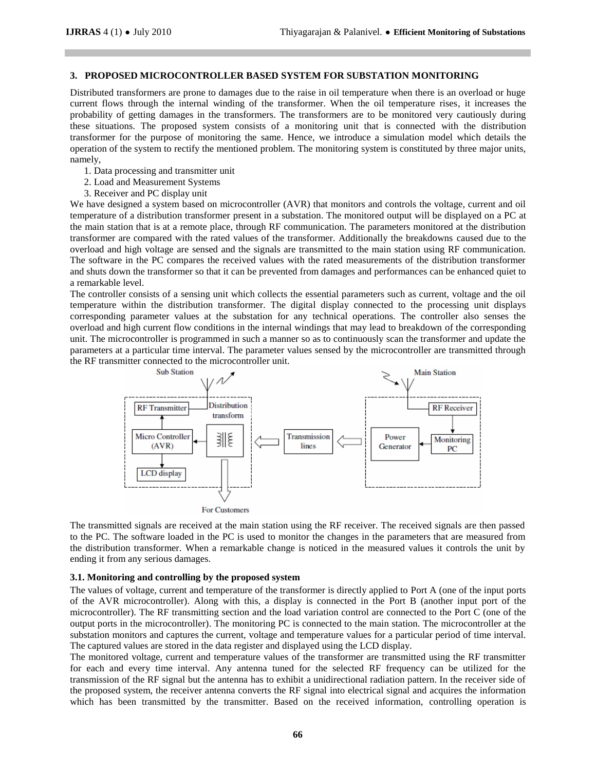## 3. PROPOSED MICROCONTROLLER BASED SYSTEM FOR SUBSTATION MONITORING

Distributed transformers are prone to damages due to the raise in oil temperature when there is an overload or huge current flows through the internal winding of the transformer. When the oil temperature rises, it increases the probability of getting damages in the transformers. The transformers are to be monitored very cautiously during these situations. The proposed system consists of a monitoring unit that is connected with the distribution transformer for the purpose of monitoring the same. Hence, we introduce a simulation model which details the operation of the system to rectify the mentioned problem. The monitoring system is constituted by three major units, namely,

1. Data processing and transmitter unit
2. Load and Measurement Systems
3. Receiver and PC display unit

We have designed a system based on microcontroller (AVR) that monitors and controls the voltage, current and oil temperature of a distribution transformer present in a substation. The monitored output will be displayed on a PC at the main station that is at a remote place, through RF communication. The parameters monitored at the distribution transformer are compared with the rated values of the transformer. Additionally the breakdowns caused due to the overload and high voltage are sensed and the signals are transmitted to the main station using RF communication. The software in the PC compares the received values with the rated measurements of the distribution transformer and shuts down the transformer so that it can be prevented from damages and performances can be enhanced quiet to a remarkable level.

The controller consists of a sensing unit which collects the essential parameters such as current, voltage and the oil temperature within the distribution transformer. The digital display connected to the processing unit displays corresponding parameter values at the substation for any technical operations. The controller also senses the overload and high current flow conditions in the internal windings that may lead to breakdown of the corresponding unit. The microcontroller is programmed in such a manner so as to continuously scan the transformer and update the parameters at a particular time interval. The parameter values sensed by the microcontroller are transmitted through the RF transmitter connected to the microcontroller unit.

Sub Station | Main Station | RF Transmitter | Distribution transform | Micro Controller (AVR) | LCD display | For Customers | Transmission lines | RF Receiver | Power Generator | Monitoring PC

The transmitted signals are received at the main station using the RF receiver. The received signals are then passed to the PC. The software loaded in the PC is used to monitor the changes in the parameters that are measured from the distribution transformer. When a remarkable change is noticed in the measured values it controls the unit by ending it from any serious damages.

### 3.1. Monitoring and controlling by the proposed system

The values of voltage, current and temperature of the transformer is directly applied to Port A (one of the input ports of the AVR microcontroller). Along with this, a display is connected in the Port B (another input port of the microcontroller). The RF transmitting section and the load variation control are connected to the Port C (one of the output ports in the microcontroller). The monitoring PC is connected to the main station. The microcontroller at the substation monitors and captures the current, voltage and temperature values for a particular period of time interval. The captured values are stored in the data register and displayed using the LCD display.

The monitored voltage, current and temperature values of the transformer are transmitted using the RF transmitter for each and every time interval. Any antenna tuned for the selected RF frequency can be utilized for the transmission of the RF signal but the antenna has to exhibit a unidirectional radiation pattern. In the receiver side of the proposed system, the receiver antenna converts the RF signal into electrical signal and acquires the information which has been transmitted by the transmitter. Based on the received information, controlling operation is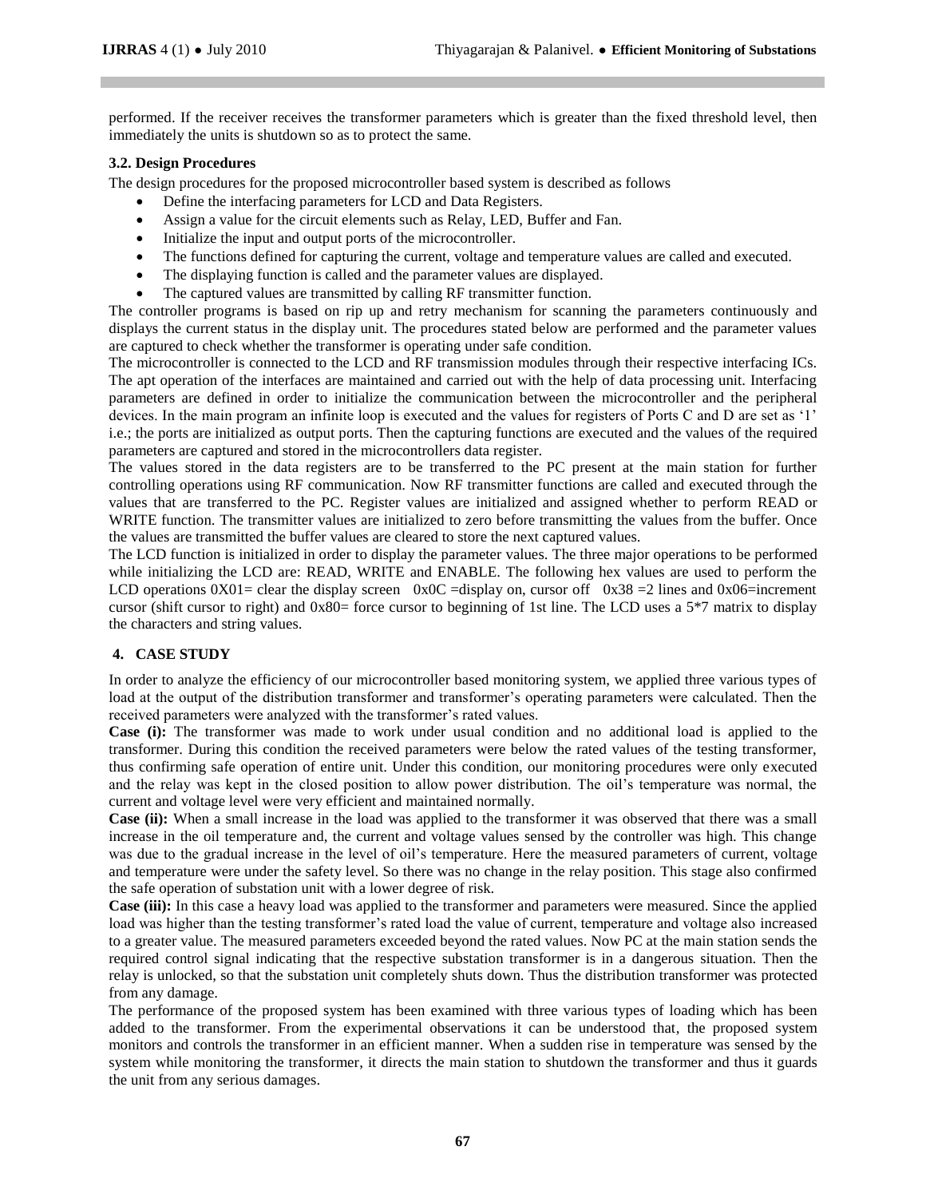performed. If the receiver receives the transformer parameters which is greater than the fixed threshold level, then immediately the units is shutdown so as to protect the same.

### 3.2. Design Procedures

The design procedures for the proposed microcontroller based system is described as follows

- Define the interfacing parameters for LCD and Data Registers.
- Assign a value for the circuit elements such as Relay, LED, Buffer and Fan.
- Initialize the input and output ports of the microcontroller.
- The functions defined for capturing the current, voltage and temperature values are called and executed.
- The displaying function is called and the parameter values are displayed.
- The captured values are transmitted by calling RF transmitter function.

The controller programs is based on rip up and retry mechanism for scanning the parameters continuously and displays the current status in the display unit. The procedures stated below are performed and the parameter values are captured to check whether the transformer is operating under safe condition.

The microcontroller is connected to the LCD and RF transmission modules through their respective interfacing ICs. The apt operation of the interfaces are maintained and carried out with the help of data processing unit. Interfacing parameters are defined in order to initialize the communication between the microcontroller and the peripheral devices. In the main program an infinite loop is executed and the values for registers of Ports C and D are set as '1' i.e.; the ports are initialized as output ports. Then the capturing functions are executed and the values of the required parameters are captured and stored in the microcontrollers data register.

The values stored in the data registers are to be transferred to the PC present at the main station for further controlling operations using RF communication. Now RF transmitter functions are called and executed through the values that are transferred to the PC. Register values are initialized and assigned whether to perform READ or WRITE function. The transmitter values are initialized to zero before transmitting the values from the buffer. Once the values are transmitted the buffer values are cleared to store the next captured values.

The LCD function is initialized in order to display the parameter values. The three major operations to be performed while initializing the LCD are: READ, WRITE and ENABLE. The following hex values are used to perform the LCD operations 0X01= clear the display screen 0x0C =display on, cursor off 0x38 =2 lines and 0x06=increment cursor (shift cursor to right) and 0x80= force cursor to beginning of 1st line. The LCD uses a 5*7 matrix to display the characters and string values.

## 4. CASE STUDY

In order to analyze the efficiency of our microcontroller based monitoring system, we applied three various types of load at the output of the distribution transformer and transformer's operating parameters were calculated. Then the received parameters were analyzed with the transformer's rated values.

**Case (i):** The transformer was made to work under usual condition and no additional load is applied to the transformer. During this condition the received parameters were below the rated values of the testing transformer, thus confirming safe operation of entire unit. Under this condition, our monitoring procedures were only executed and the relay was kept in the closed position to allow power distribution. The oil's temperature was normal, the current and voltage level were very efficient and maintained normally.

**Case (ii):** When a small increase in the load was applied to the transformer it was observed that there was a small increase in the oil temperature and, the current and voltage values sensed by the controller was high. This change was due to the gradual increase in the level of oil's temperature. Here the measured parameters of current, voltage and temperature were under the safety level. So there was no change in the relay position. This stage also confirmed the safe operation of substation unit with a lower degree of risk.

**Case (iii):** In this case a heavy load was applied to the transformer and parameters were measured. Since the applied load was higher than the testing transformer's rated load the value of current, temperature and voltage also increased to a greater value. The measured parameters exceeded beyond the rated values. Now PC at the main station sends the required control signal indicating that the respective substation transformer is in a dangerous situation. Then the relay is unlocked, so that the substation unit completely shuts down. Thus the distribution transformer was protected from any damage.

The performance of the proposed system has been examined with three various types of loading which has been added to the transformer. From the experimental observations it can be understood that, the proposed system monitors and controls the transformer in an efficient manner. When a sudden rise in temperature was sensed by the system while monitoring the transformer, it directs the main station to shutdown the transformer and thus it guards the unit from any serious damages.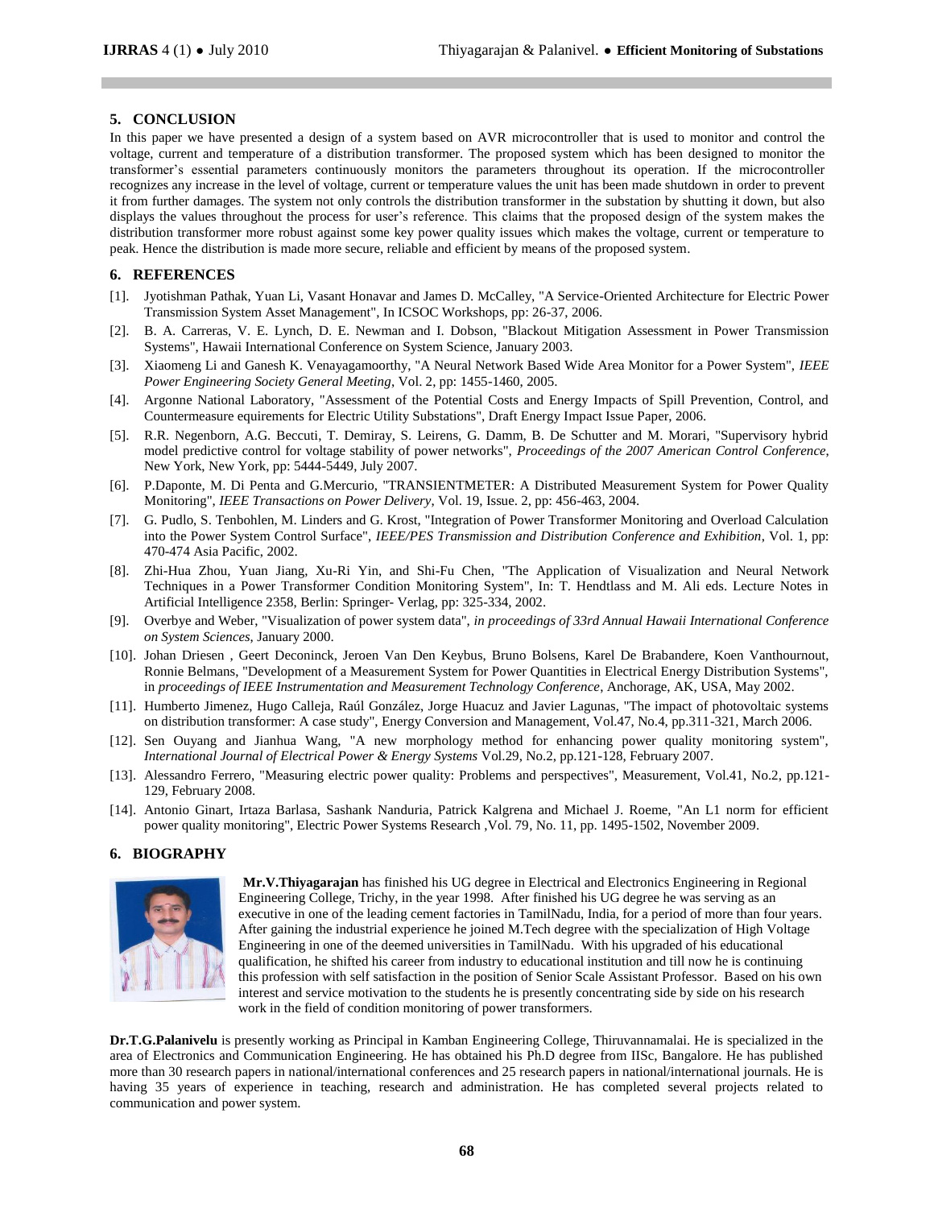## 5. CONCLUSION

In this paper we have presented a design of a system based on AVR microcontroller that is used to monitor and control the voltage, current and temperature of a distribution transformer. The proposed system which has been designed to monitor the transformer's essential parameters continuously monitors the parameters throughout its operation. If the microcontroller recognizes any increase in the level of voltage, current or temperature values the unit has been made shutdown in order to prevent it from further damages. The system not only controls the distribution transformer in the substation by shutting it down, but also displays the values throughout the process for user's reference. This claims that the proposed design of the system makes the distribution transformer more robust against some key power quality issues which makes the voltage, current or temperature to peak. Hence the distribution is made more secure, reliable and efficient by means of the proposed system.

## 6. REFERENCES

[1]. Jyotishman Pathak, Yuan Li, Vasant Honavar and James D. McCalley, "A Service-Oriented Architecture for Electric Power Transmission System Asset Management", In ICSOC Workshops, pp: 26-37, 2006.

[2]. B. A. Carreras, V. E. Lynch, D. E. Newman and I. Dobson, "Blackout Mitigation Assessment in Power Transmission Systems", Hawaii International Conference on System Science, January 2003.

[3]. Xiaomeng Li and Ganesh K. Venayagamoorthy, "A Neural Network Based Wide Area Monitor for a Power System", *IEEE Power Engineering Society General Meeting*, Vol. 2, pp: 1455-1460, 2005.

[4]. Argonne National Laboratory, "Assessment of the Potential Costs and Energy Impacts of Spill Prevention, Control, and Countermeasure equirements for Electric Utility Substations", Draft Energy Impact Issue Paper, 2006.

[5]. R.R. Negenborn, A.G. Beccuti, T. Demiray, S. Leirens, G. Damm, B. De Schutter and M. Morari, "Supervisory hybrid model predictive control for voltage stability of power networks", *Proceedings of the 2007 American Control Conference*, New York, New York, pp: 5444-5449, July 2007.

[6]. P.Daponte, M. Di Penta and G.Mercurio, "TRANSIENTMETER: A Distributed Measurement System for Power Quality Monitoring", *IEEE Transactions on Power Delivery*, Vol. 19, Issue. 2, pp: 456-463, 2004.

[7]. G. Pudlo, S. Tenbohlen, M. Linders and G. Krost, "Integration of Power Transformer Monitoring and Overload Calculation into the Power System Control Surface", *IEEE/PES Transmission and Distribution Conference and Exhibition*, Vol. 1, pp: 470-474 Asia Pacific, 2002.

[8]. Zhi-Hua Zhou, Yuan Jiang, Xu-Ri Yin, and Shi-Fu Chen, "The Application of Visualization and Neural Network Techniques in a Power Transformer Condition Monitoring System", In: T. Hendtlass and M. Ali eds. Lecture Notes in Artificial Intelligence 2358, Berlin: Springer- Verlag, pp: 325-334, 2002.

[9]. Overbye and Weber, "Visualization of power system data", *in proceedings of 33rd Annual Hawaii International Conference on System Sciences*, January 2000.

[10]. Johan Driesen , Geert Deconinck, Jeroen Van Den Keybus, Bruno Bolsens, Karel De Brabandere, Koen Vanthournout, Ronnie Belmans, "Development of a Measurement System for Power Quantities in Electrical Energy Distribution Systems", in *proceedings of IEEE Instrumentation and Measurement Technology Conference*, Anchorage, AK, USA, May 2002.

[11]. Humberto Jimenez, Hugo Calleja, Raúl González, Jorge Huacuz and Javier Lagunas, "The impact of photovoltaic systems on distribution transformer: A case study", Energy Conversion and Management, Vol.47, No.4, pp.311-321, March 2006.

[12]. Sen Ouyang and Jianhua Wang, "A new morphology method for enhancing power quality monitoring system", *International Journal of Electrical Power & Energy Systems* Vol.29, No.2, pp.121-128, February 2007.

[13]. Alessandro Ferrero, "Measuring electric power quality: Problems and perspectives", Measurement, Vol.41, No.2, pp.121-129, February 2008.

[14]. Antonio Ginart, Irtaza Barlasa, Sashank Nanduria, Patrick Kalgrena and Michael J. Roeme, "An L1 norm for efficient power quality monitoring", Electric Power Systems Research ,Vol. 79, No. 11, pp. 1495-1502, November 2009.

## 6. BIOGRAPHY

**Mr.V.Thiyagarajan** has finished his UG degree in Electrical and Electronics Engineering in Regional Engineering College, Trichy, in the year 1998. After finished his UG degree he was serving as an executive in one of the leading cement factories in TamilNadu, India, for a period of more than four years. After gaining the industrial experience he joined M.Tech degree with the specialization of High Voltage Engineering in one of the deemed universities in TamilNadu. With his upgraded of his educational qualification, he shifted his career from industry to educational institution and till now he is continuing this profession with self satisfaction in the position of Senior Scale Assistant Professor. Based on his own interest and service motivation to the students he is presently concentrating side by side on his research work in the field of condition monitoring of power transformers.

**Dr.T.G.Palanivelu** is presently working as Principal in Kamban Engineering College, Thiruvannamalai. He is specialized in the area of Electronics and Communication Engineering. He has obtained his Ph.D degree from IISc, Bangalore. He has published more than 30 research papers in national/international conferences and 25 research papers in national/international journals. He is having 35 years of experience in teaching, research and administration. He has completed several projects related to communication and power system.